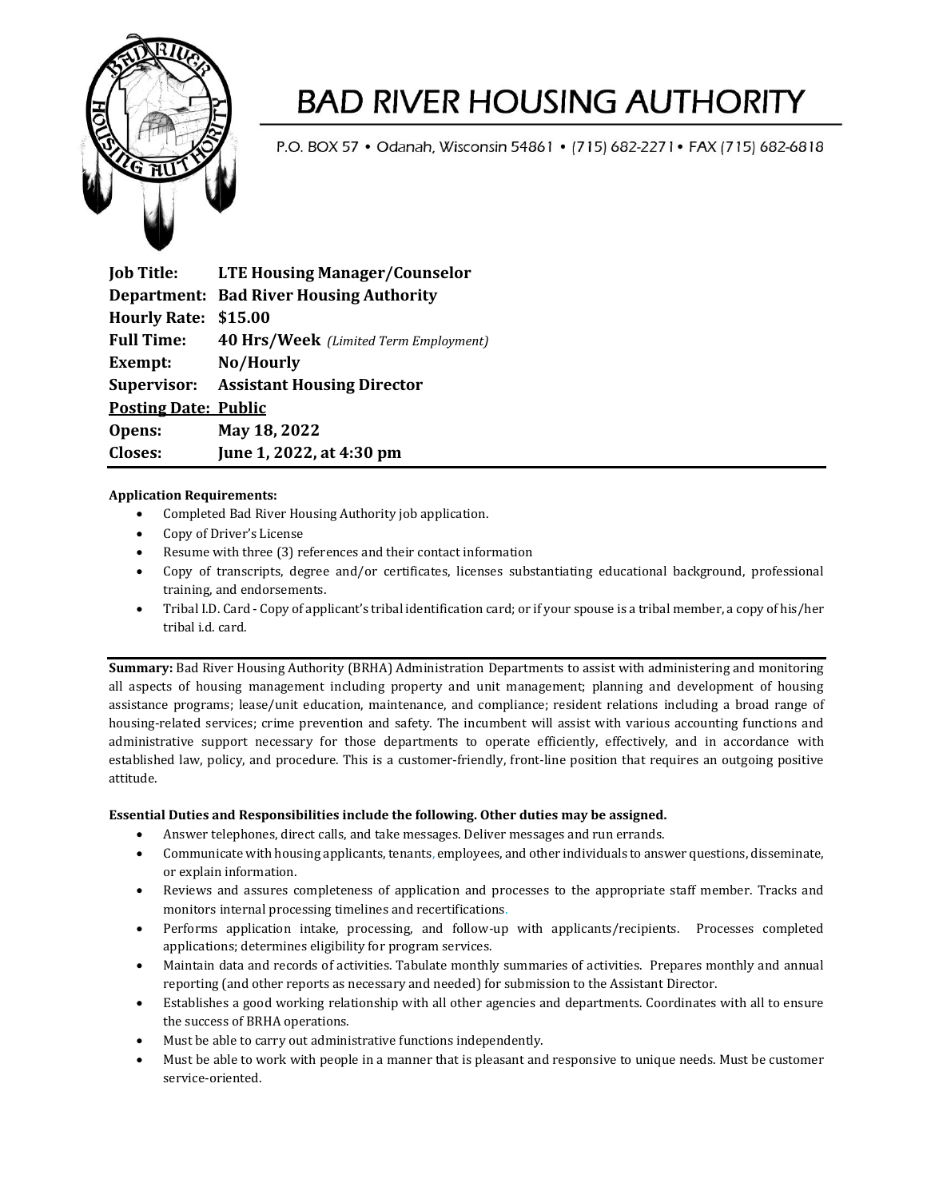# BAD RIVER HOUSING AUTHORITY

P.O. BOX 57 • Odanah, Wisconsin 54861 • (715) 682-2271 • FAX (715) 682-6818

| | |
|---|---|
| **Job Title:** | **LTE Housing Manager/Counselor** |
| **Department:** | **Bad River Housing Authority** |
| **Hourly Rate:** | **$15.00** |
| **Full Time:** | **40 Hrs/Week** *(Limited Term Employment)* |
| **Exempt:** | **No/Hourly** |
| **Supervisor:** | **Assistant Housing Director** |
| **Posting Date:** | **Public** |
| **Opens:** | **May 18, 2022** |
| **Closes:** | **June 1, 2022, at 4:30 pm** |

**Application Requirements:**

- Completed Bad River Housing Authority job application.
- Copy of Driver's License
- Resume with three (3) references and their contact information
- Copy of transcripts, degree and/or certificates, licenses substantiating educational background, professional training, and endorsements.
- Tribal I.D. Card - Copy of applicant's tribal identification card; or if your spouse is a tribal member, a copy of his/her tribal i.d. card.

**Summary:** Bad River Housing Authority (BRHA) Administration Departments to assist with administering and monitoring all aspects of housing management including property and unit management; planning and development of housing assistance programs; lease/unit education, maintenance, and compliance; resident relations including a broad range of housing-related services; crime prevention and safety. The incumbent will assist with various accounting functions and administrative support necessary for those departments to operate efficiently, effectively, and in accordance with established law, policy, and procedure. This is a customer-friendly, front-line position that requires an outgoing positive attitude.

**Essential Duties and Responsibilities include the following. Other duties may be assigned.**

- Answer telephones, direct calls, and take messages. Deliver messages and run errands.
- Communicate with housing applicants, tenants, employees, and other individuals to answer questions, disseminate, or explain information.
- Reviews and assures completeness of application and processes to the appropriate staff member. Tracks and monitors internal processing timelines and recertifications.
- Performs application intake, processing, and follow-up with applicants/recipients. Processes completed applications; determines eligibility for program services.
- Maintain data and records of activities. Tabulate monthly summaries of activities. Prepares monthly and annual reporting (and other reports as necessary and needed) for submission to the Assistant Director.
- Establishes a good working relationship with all other agencies and departments. Coordinates with all to ensure the success of BRHA operations.
- Must be able to carry out administrative functions independently.
- Must be able to work with people in a manner that is pleasant and responsive to unique needs. Must be customer service-oriented.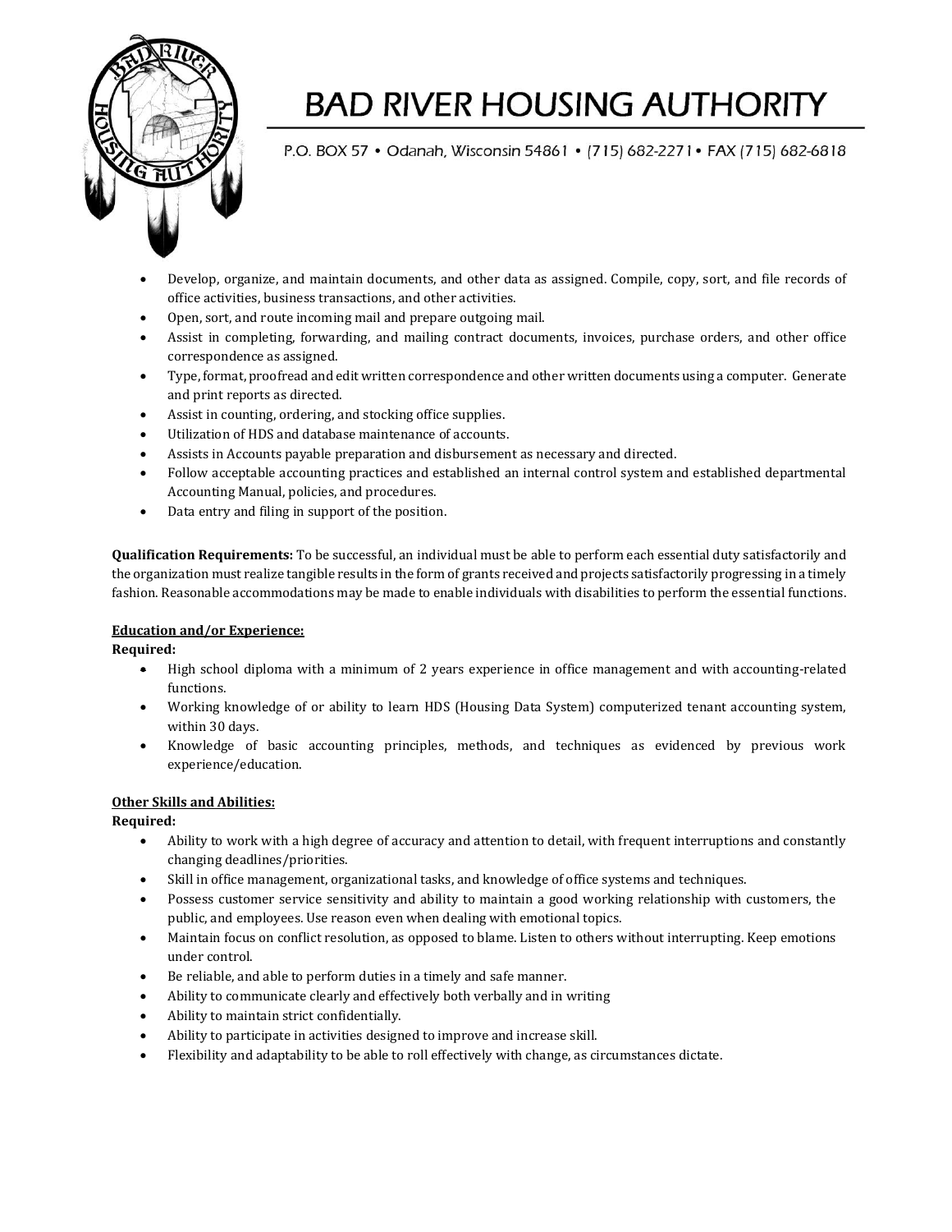- Develop, organize, and maintain documents, and other data as assigned. Compile, copy, sort, and file records of office activities, business transactions, and other activities.
- Open, sort, and route incoming mail and prepare outgoing mail.
- Assist in completing, forwarding, and mailing contract documents, invoices, purchase orders, and other office correspondence as assigned.
- Type, format, proofread and edit written correspondence and other written documents using a computer. Generate and print reports as directed.
- Assist in counting, ordering, and stocking office supplies.
- Utilization of HDS and database maintenance of accounts.
- Assists in Accounts payable preparation and disbursement as necessary and directed.
- Follow acceptable accounting practices and established an internal control system and established departmental Accounting Manual, policies, and procedures.
- Data entry and filing in support of the position.

**Qualification Requirements:** To be successful, an individual must be able to perform each essential duty satisfactorily and the organization must realize tangible results in the form of grants received and projects satisfactorily progressing in a timely fashion. Reasonable accommodations may be made to enable individuals with disabilities to perform the essential functions.

**Education and/or Experience:**

**Required:**

- High school diploma with a minimum of 2 years experience in office management and with accounting-related functions.
- Working knowledge of or ability to learn HDS (Housing Data System) computerized tenant accounting system, within 30 days.
- Knowledge of basic accounting principles, methods, and techniques as evidenced by previous work experience/education.

**Other Skills and Abilities:**

**Required:**

- Ability to work with a high degree of accuracy and attention to detail, with frequent interruptions and constantly changing deadlines/priorities.
- Skill in office management, organizational tasks, and knowledge of office systems and techniques.
- Possess customer service sensitivity and ability to maintain a good working relationship with customers, the public, and employees. Use reason even when dealing with emotional topics.
- Maintain focus on conflict resolution, as opposed to blame. Listen to others without interrupting. Keep emotions under control.
- Be reliable, and able to perform duties in a timely and safe manner.
- Ability to communicate clearly and effectively both verbally and in writing
- Ability to maintain strict confidentially.
- Ability to participate in activities designed to improve and increase skill.
- Flexibility and adaptability to be able to roll effectively with change, as circumstances dictate.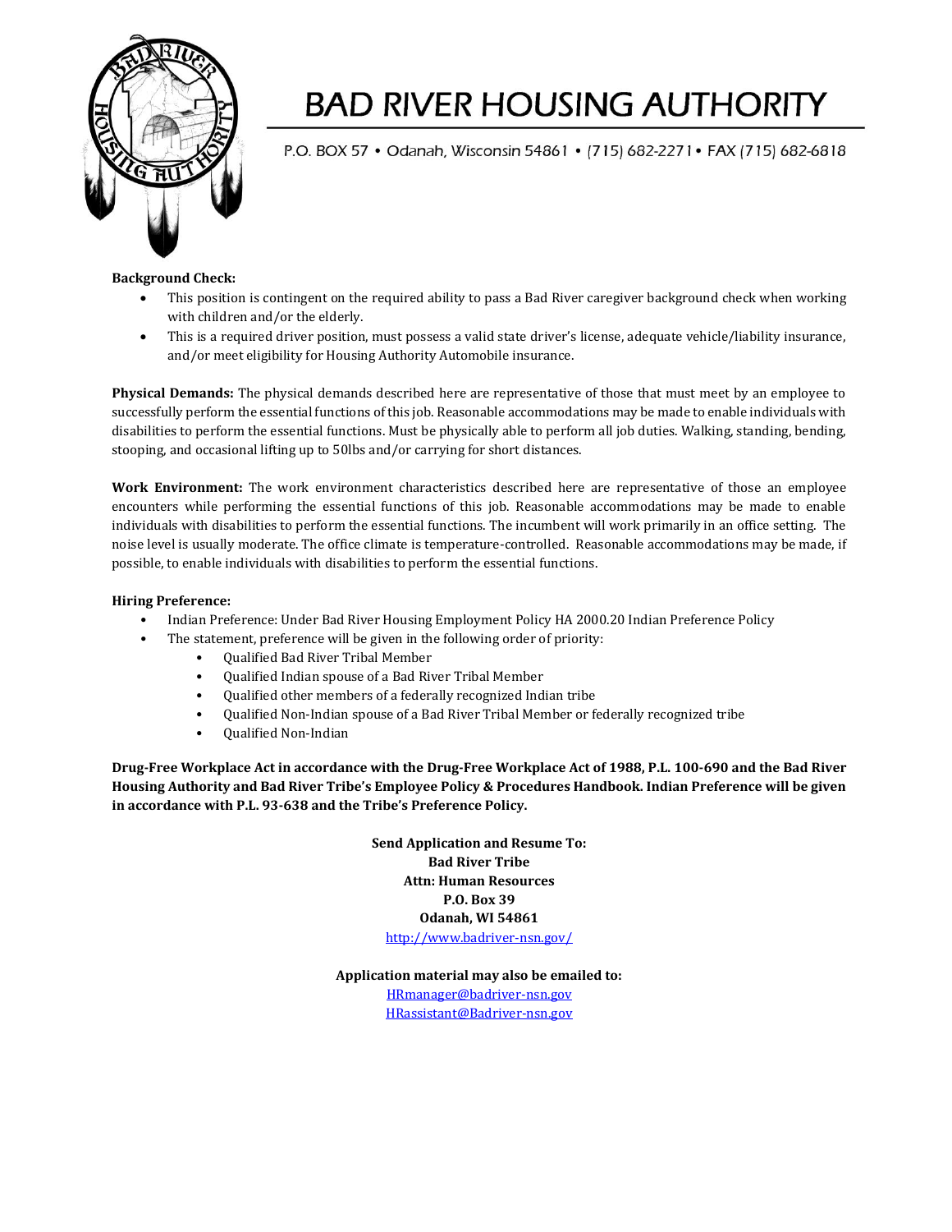# BAD RIVER HOUSING AUTHORITY

P.O. BOX 57 • Odanah, Wisconsin 54861 • (715) 682-2271 • FAX (715) 682-6818

**Background Check:**

- This position is contingent on the required ability to pass a Bad River caregiver background check when working with children and/or the elderly.
- This is a required driver position, must possess a valid state driver's license, adequate vehicle/liability insurance, and/or meet eligibility for Housing Authority Automobile insurance.

**Physical Demands:** The physical demands described here are representative of those that must meet by an employee to successfully perform the essential functions of this job. Reasonable accommodations may be made to enable individuals with disabilities to perform the essential functions. Must be physically able to perform all job duties. Walking, standing, bending, stooping, and occasional lifting up to 50lbs and/or carrying for short distances.

**Work Environment:** The work environment characteristics described here are representative of those an employee encounters while performing the essential functions of this job. Reasonable accommodations may be made to enable individuals with disabilities to perform the essential functions. The incumbent will work primarily in an office setting. The noise level is usually moderate. The office climate is temperature-controlled. Reasonable accommodations may be made, if possible, to enable individuals with disabilities to perform the essential functions.

**Hiring Preference:**

- Indian Preference: Under Bad River Housing Employment Policy HA 2000.20 Indian Preference Policy
- The statement, preference will be given in the following order of priority:
  - Qualified Bad River Tribal Member
  - Qualified Indian spouse of a Bad River Tribal Member
  - Qualified other members of a federally recognized Indian tribe
  - Qualified Non-Indian spouse of a Bad River Tribal Member or federally recognized tribe
  - Qualified Non-Indian

**Drug-Free Workplace Act in accordance with the Drug-Free Workplace Act of 1988, P.L. 100-690 and the Bad River Housing Authority and Bad River Tribe's Employee Policy & Procedures Handbook. Indian Preference will be given in accordance with P.L. 93-638 and the Tribe's Preference Policy.**

**Send Application and Resume To:**
**Bad River Tribe**
**Attn: Human Resources**
**P.O. Box 39**
**Odanah, WI 54861**
http://www.badriver-nsn.gov/

**Application material may also be emailed to:**
HRmanager@badriver-nsn.gov
HRassistant@Badriver-nsn.gov